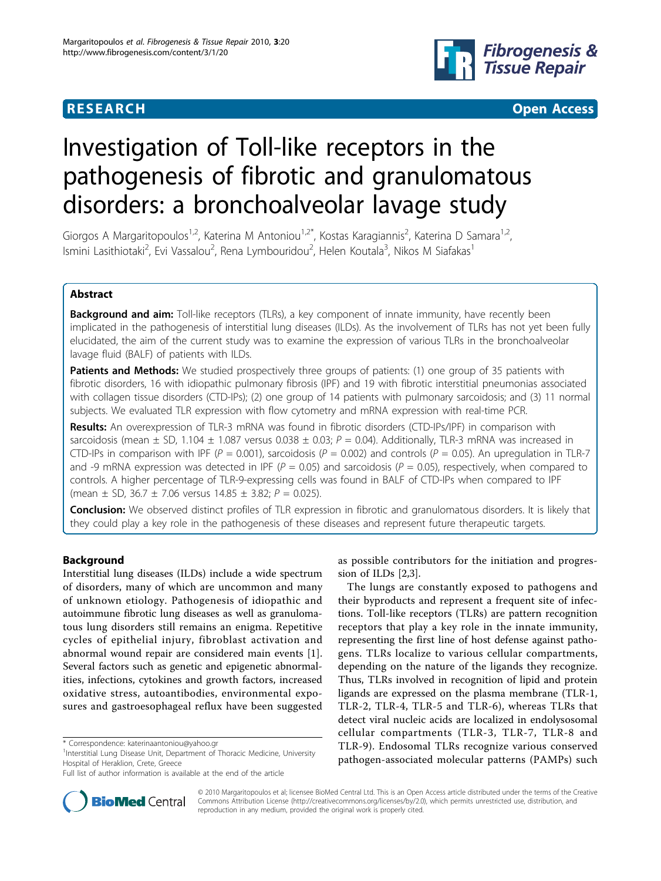**RESEARCH** **Open Access**

# Investigation of Toll-like receptors in the pathogenesis of fibrotic and granulomatous disorders: a bronchoalveolar lavage study

Giorgos A Margaritopoulos[1,2], Katerina M Antoniou[1,2*], Kostas Karagiannis[2], Katerina D Samara[1,2], Ismini Lasithiotaki[2], Evi Vassalou[2], Rena Lymbouridou[2], Helen Koutala[3], Nikos M Siafakas[1]

## Abstract

**Background and aim:** Toll-like receptors (TLRs), a key component of innate immunity, have recently been implicated in the pathogenesis of interstitial lung diseases (ILDs). As the involvement of TLRs has not yet been fully elucidated, the aim of the current study was to examine the expression of various TLRs in the bronchoalveolar lavage fluid (BALF) of patients with ILDs.

**Patients and Methods:** We studied prospectively three groups of patients: (1) one group of 35 patients with fibrotic disorders, 16 with idiopathic pulmonary fibrosis (IPF) and 19 with fibrotic interstitial pneumonias associated with collagen tissue disorders (CTD-IPs); (2) one group of 14 patients with pulmonary sarcoidosis; and (3) 11 normal subjects. We evaluated TLR expression with flow cytometry and mRNA expression with real-time PCR.

**Results:** An overexpression of TLR-3 mRNA was found in fibrotic disorders (CTD-IPs/IPF) in comparison with sarcoidosis (mean ± SD, 1.104 ± 1.087 versus 0.038 ± 0.03; $P = 0.04$). Additionally, TLR-3 mRNA was increased in CTD-IPs in comparison with IPF ($P = 0.001$), sarcoidosis ($P = 0.002$) and controls ($P = 0.05$). An upregulation in TLR-7 and -9 mRNA expression was detected in IPF ($P = 0.05$) and sarcoidosis ($P = 0.05$), respectively, when compared to controls. A higher percentage of TLR-9-expressing cells was found in BALF of CTD-IPs when compared to IPF (mean ± SD, 36.7 ± 7.06 versus 14.85 ± 3.82; $P = 0.025$).

**Conclusion:** We observed distinct profiles of TLR expression in fibrotic and granulomatous disorders. It is likely that they could play a key role in the pathogenesis of these diseases and represent future therapeutic targets.

## Background

Interstitial lung diseases (ILDs) include a wide spectrum of disorders, many of which are uncommon and many of unknown etiology. Pathogenesis of idiopathic and autoimmune fibrotic lung diseases as well as granulomatous lung disorders still remains an enigma. Repetitive cycles of epithelial injury, fibroblast activation and abnormal wound repair are considered main events [1]. Several factors such as genetic and epigenetic abnormalities, infections, cytokines and growth factors, increased oxidative stress, autoantibodies, environmental exposures and gastroesophageal reflux have been suggested as possible contributors for the initiation and progression of ILDs [2,3].

The lungs are constantly exposed to pathogens and their byproducts and represent a frequent site of infections. Toll-like receptors (TLRs) are pattern recognition receptors that play a key role in the innate immunity, representing the first line of host defense against pathogens. TLRs localize to various cellular compartments, depending on the nature of the ligands they recognize. Thus, TLRs involved in recognition of lipid and protein ligands are expressed on the plasma membrane (TLR-1, TLR-2, TLR-4, TLR-5 and TLR-6), whereas TLRs that detect viral nucleic acids are localized in endolysosomal cellular compartments (TLR-3, TLR-7, TLR-8 and TLR-9). Endosomal TLRs recognize various conserved pathogen-associated molecular patterns (PAMPs) such

\* Correspondence: katerinaantoniou@yahoo.gr
[1]Interstitial Lung Disease Unit, Department of Thoracic Medicine, University Hospital of Heraklion, Crete, Greece
Full list of author information is available at the end of the article

© 2010 Margaritopoulos et al; licensee BioMed Central Ltd. This is an Open Access article distributed under the terms of the Creative Commons Attribution License (http://creativecommons.org/licenses/by/2.0), which permits unrestricted use, distribution, and reproduction in any medium, provided the original work is properly cited.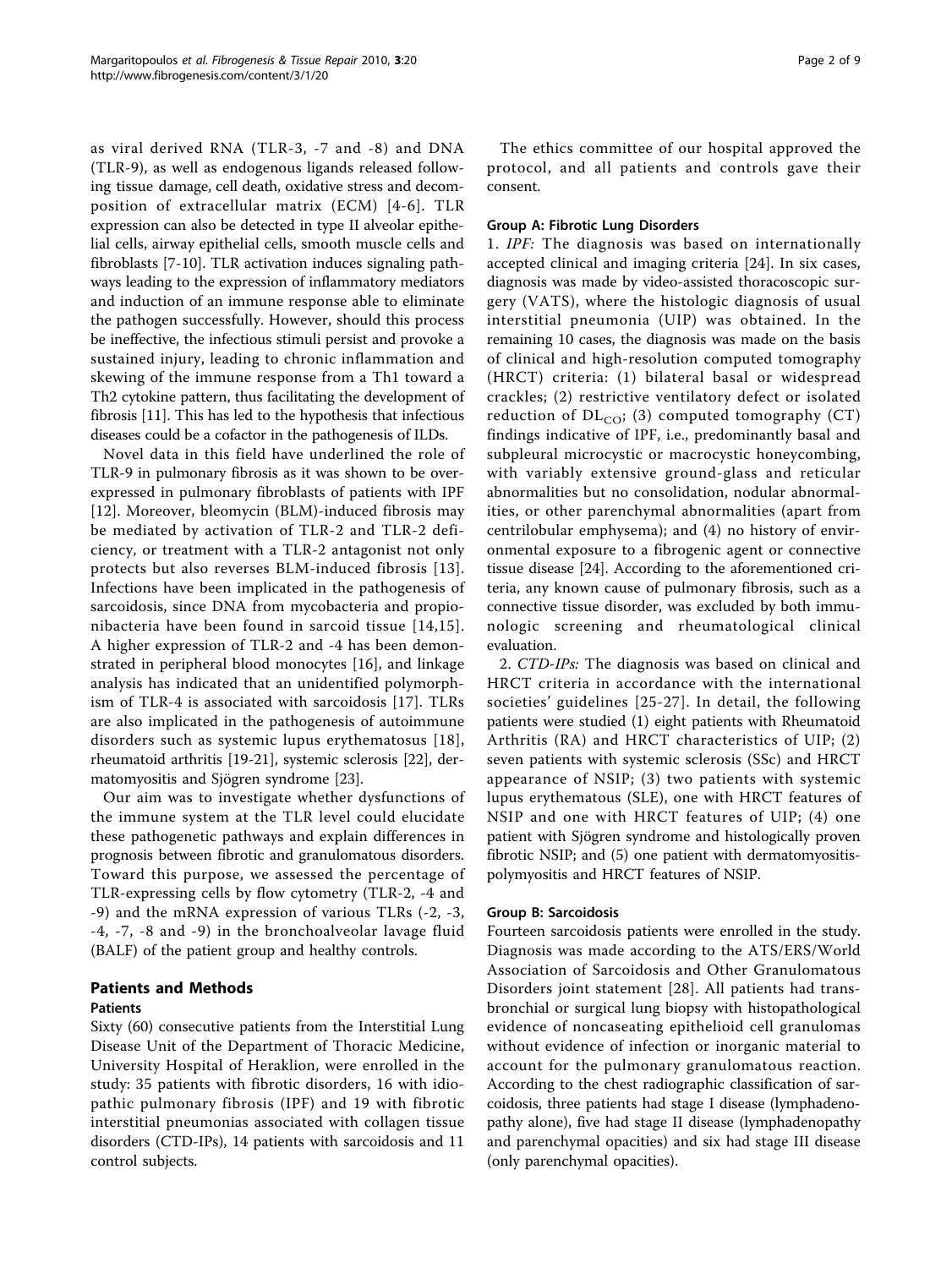as viral derived RNA (TLR-3, -7 and -8) and DNA (TLR-9), as well as endogenous ligands released following tissue damage, cell death, oxidative stress and decomposition of extracellular matrix (ECM) [4-6]. TLR expression can also be detected in type II alveolar epithelial cells, airway epithelial cells, smooth muscle cells and fibroblasts [7-10]. TLR activation induces signaling pathways leading to the expression of inflammatory mediators and induction of an immune response able to eliminate the pathogen successfully. However, should this process be ineffective, the infectious stimuli persist and provoke a sustained injury, leading to chronic inflammation and skewing of the immune response from a Th1 toward a Th2 cytokine pattern, thus facilitating the development of fibrosis [11]. This has led to the hypothesis that infectious diseases could be a cofactor in the pathogenesis of ILDs.

Novel data in this field have underlined the role of TLR-9 in pulmonary fibrosis as it was shown to be overexpressed in pulmonary fibroblasts of patients with IPF [12]. Moreover, bleomycin (BLM)-induced fibrosis may be mediated by activation of TLR-2 and TLR-2 deficiency, or treatment with a TLR-2 antagonist not only protects but also reverses BLM-induced fibrosis [13]. Infections have been implicated in the pathogenesis of sarcoidosis, since DNA from mycobacteria and propionibacteria have been found in sarcoid tissue [14,15]. A higher expression of TLR-2 and -4 has been demonstrated in peripheral blood monocytes [16], and linkage analysis has indicated that an unidentified polymorphism of TLR-4 is associated with sarcoidosis [17]. TLRs are also implicated in the pathogenesis of autoimmune disorders such as systemic lupus erythematosus [18], rheumatoid arthritis [19-21], systemic sclerosis [22], dermatomyositis and Sjögren syndrome [23].

Our aim was to investigate whether dysfunctions of the immune system at the TLR level could elucidate these pathogenetic pathways and explain differences in prognosis between fibrotic and granulomatous disorders. Toward this purpose, we assessed the percentage of TLR-expressing cells by flow cytometry (TLR-2, -4 and -9) and the mRNA expression of various TLRs (-2, -3, -4, -7, -8 and -9) in the bronchoalveolar lavage fluid (BALF) of the patient group and healthy controls.

## Patients and Methods

### Patients

Sixty (60) consecutive patients from the Interstitial Lung Disease Unit of the Department of Thoracic Medicine, University Hospital of Heraklion, were enrolled in the study: 35 patients with fibrotic disorders, 16 with idiopathic pulmonary fibrosis (IPF) and 19 with fibrotic interstitial pneumonias associated with collagen tissue disorders (CTD-IPs), 14 patients with sarcoidosis and 11 control subjects.

The ethics committee of our hospital approved the protocol, and all patients and controls gave their consent.

#### Group A: Fibrotic Lung Disorders

1. *IPF:* The diagnosis was based on internationally accepted clinical and imaging criteria [24]. In six cases, diagnosis was made by video-assisted thoracoscopic surgery (VATS), where the histologic diagnosis of usual interstitial pneumonia (UIP) was obtained. In the remaining 10 cases, the diagnosis was made on the basis of clinical and high-resolution computed tomography (HRCT) criteria: (1) bilateral basal or widespread crackles; (2) restrictive ventilatory defect or isolated reduction of $DL_{CO}$; (3) computed tomography (CT) findings indicative of IPF, i.e., predominantly basal and subpleural microcystic or macrocystic honeycombing, with variably extensive ground-glass and reticular abnormalities but no consolidation, nodular abnormalities, or other parenchymal abnormalities (apart from centrilobular emphysema); and (4) no history of environmental exposure to a fibrogenic agent or connective tissue disease [24]. According to the aforementioned criteria, any known cause of pulmonary fibrosis, such as a connective tissue disorder, was excluded by both immunologic screening and rheumatological clinical evaluation.

2. *CTD-IPs:* The diagnosis was based on clinical and HRCT criteria in accordance with the international societies' guidelines [25-27]. In detail, the following patients were studied (1) eight patients with Rheumatoid Arthritis (RA) and HRCT characteristics of UIP; (2) seven patients with systemic sclerosis (SSc) and HRCT appearance of NSIP; (3) two patients with systemic lupus erythematous (SLE), one with HRCT features of NSIP and one with HRCT features of UIP; (4) one patient with Sjögren syndrome and histologically proven fibrotic NSIP; and (5) one patient with dermatomyositis-polymyositis and HRCT features of NSIP.

#### Group B: Sarcoidosis

Fourteen sarcoidosis patients were enrolled in the study. Diagnosis was made according to the ATS/ERS/World Association of Sarcoidosis and Other Granulomatous Disorders joint statement [28]. All patients had transbronchial or surgical lung biopsy with histopathological evidence of noncaseating epithelioid cell granulomas without evidence of infection or inorganic material to account for the pulmonary granulomatous reaction. According to the chest radiographic classification of sarcoidosis, three patients had stage I disease (lymphadenopathy alone), five had stage II disease (lymphadenopathy and parenchymal opacities) and six had stage III disease (only parenchymal opacities).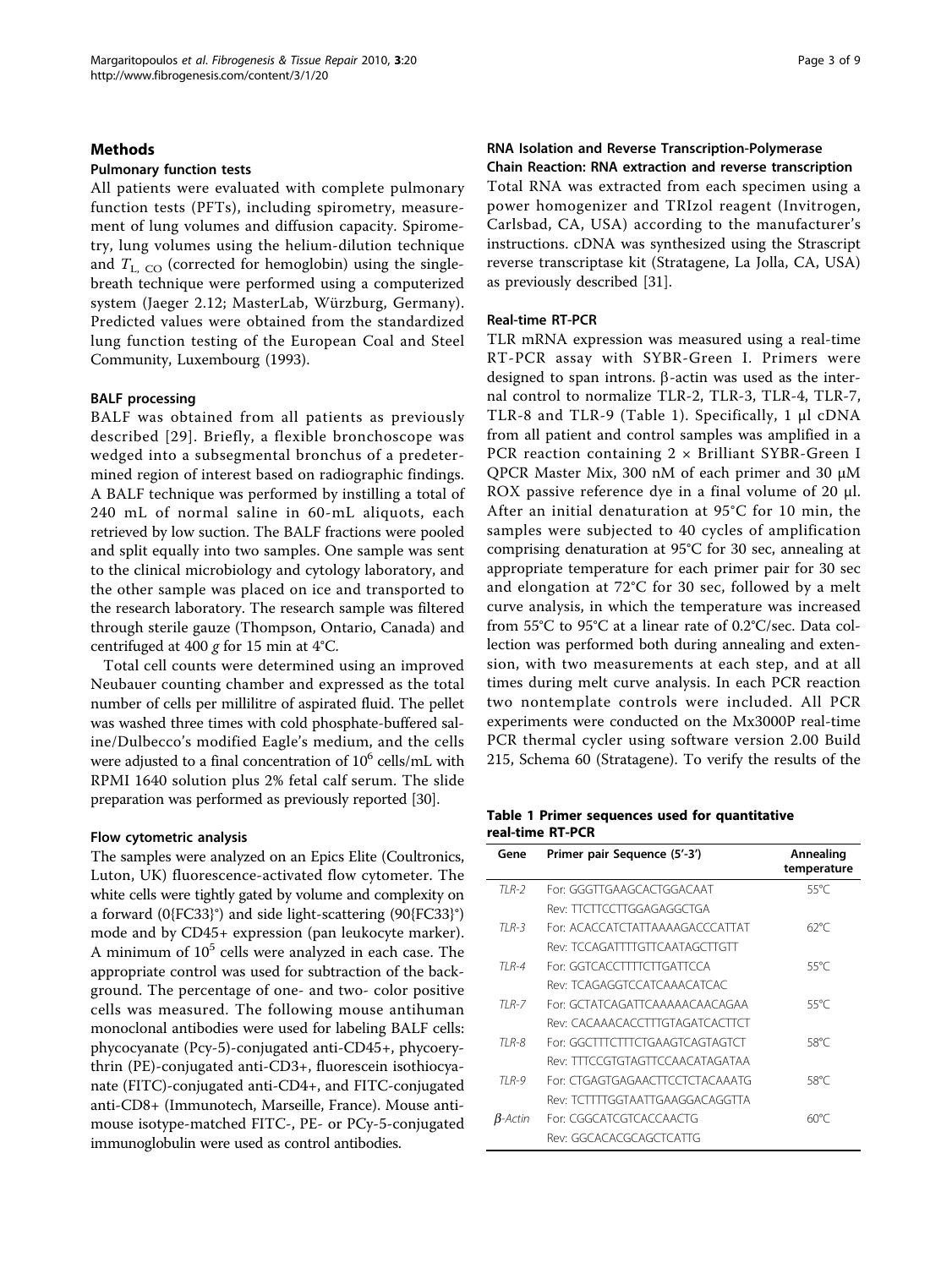## Methods

### Pulmonary function tests

All patients were evaluated with complete pulmonary function tests (PFTs), including spirometry, measurement of lung volumes and diffusion capacity. Spirometry, lung volumes using the helium-dilution technique and $T_{L,\ CO}$ (corrected for hemoglobin) using the single-breath technique were performed using a computerized system (Jaeger 2.12; MasterLab, Würzburg, Germany). Predicted values were obtained from the standardized lung function testing of the European Coal and Steel Community, Luxembourg (1993).

### BALF processing

BALF was obtained from all patients as previously described [29]. Briefly, a flexible bronchoscope was wedged into a subsegmental bronchus of a predetermined region of interest based on radiographic findings. A BALF technique was performed by instilling a total of 240 mL of normal saline in 60-mL aliquots, each retrieved by low suction. The BALF fractions were pooled and split equally into two samples. One sample was sent to the clinical microbiology and cytology laboratory, and the other sample was placed on ice and transported to the research laboratory. The research sample was filtered through sterile gauze (Thompson, Ontario, Canada) and centrifuged at 400 *g* for 15 min at 4°C.

Total cell counts were determined using an improved Neubauer counting chamber and expressed as the total number of cells per millilitre of aspirated fluid. The pellet was washed three times with cold phosphate-buffered saline/Dulbecco's modified Eagle's medium, and the cells were adjusted to a final concentration of $10^6$ cells/mL with RPMI 1640 solution plus 2% fetal calf serum. The slide preparation was performed as previously reported [30].

### Flow cytometric analysis

The samples were analyzed on an Epics Elite (Coultronics, Luton, UK) fluorescence-activated flow cytometer. The white cells were tightly gated by volume and complexity on a forward (0{FC33}°) and side light-scattering (90{FC33}°) mode and by CD45+ expression (pan leukocyte marker). A minimum of $10^5$ cells were analyzed in each case. The appropriate control was used for subtraction of the background. The percentage of one- and two- color positive cells was measured. The following mouse antihuman monoclonal antibodies were used for labeling BALF cells: phycocyanate (Pcy-5)-conjugated anti-CD45+, phycoerythrin (PE)-conjugated anti-CD3+, fluorescein isothiocyanate (FITC)-conjugated anti-CD4+, and FITC-conjugated anti-CD8+ (Immunotech, Marseille, France). Mouse anti-mouse isotype-matched FITC-, PE- or PCy-5-conjugated immunoglobulin were used as control antibodies.

### RNA Isolation and Reverse Transcription-Polymerase Chain Reaction: RNA extraction and reverse transcription

Total RNA was extracted from each specimen using a power homogenizer and TRIzol reagent (Invitrogen, Carlsbad, CA, USA) according to the manufacturer's instructions. cDNA was synthesized using the Strascript reverse transcriptase kit (Stratagene, La Jolla, CA, USA) as previously described [31].

### Real-time RT-PCR

TLR mRNA expression was measured using a real-time RT-PCR assay with SYBR-Green I. Primers were designed to span introns. β-actin was used as the internal control to normalize TLR-2, TLR-3, TLR-4, TLR-7, TLR-8 and TLR-9 (Table 1). Specifically, 1 μl cDNA from all patient and control samples was amplified in a PCR reaction containing 2 × Brilliant SYBR-Green I QPCR Master Mix, 300 nM of each primer and 30 μM ROX passive reference dye in a final volume of 20 μl. After an initial denaturation at 95°C for 10 min, the samples were subjected to 40 cycles of amplification comprising denaturation at 95°C for 30 sec, annealing at appropriate temperature for each primer pair for 30 sec and elongation at 72°C for 30 sec, followed by a melt curve analysis, in which the temperature was increased from 55°C to 95°C at a linear rate of 0.2°C/sec. Data collection was performed both during annealing and extension, with two measurements at each step, and at all times during melt curve analysis. In each PCR reaction two nontemplate controls were included. All PCR experiments were conducted on the Mx3000P real-time PCR thermal cycler using software version 2.00 Build 215, Schema 60 (Stratagene). To verify the results of the

**Table 1 Primer sequences used for quantitative real-time RT-PCR**

| Gene | Primer pair Sequence (5'-3') | Annealing temperature |
|---|---|---|
| *TLR-2* | For: GGGTTGAAGCACTGGACAAT | 55°C |
| | Rev: TTCTTCCTTGGAGAGGCTGA | |
| *TLR-3* | For: ACACCATCTATTAAAAGACCCATTAT | 62°C |
| | Rev: TCCAGATTTTGTTCAATAGCTTGTT | |
| *TLR-4* | For: GGTCACCTTTTCTTGATTCCA | 55°C |
| | Rev: TCAGAGGTCCATCAAACATCAC | |
| *TLR-7* | For: GCTATCAGATTCAAAAACAACAGAA | 55°C |
| | Rev: CACAAACACCTTTGTAGATCACTTCT | |
| *TLR-8* | For: GGCTTTCTTTCTGAAGTCAGTAGTCT | 58°C |
| | Rev: TTTCCGTGTAGTTCCAACATAGATAA | |
| *TLR-9* | For: CTGAGTGAGAACTTCCTCTACAAATG | 58°C |
| | Rev: TCTTTTGGTAATTGAAGGACAGGTTA | |
| *β-Actin* | For: CGGCATCGTCACCAACTG | 60°C |
| | Rev: GGCACACGCAGCTCATTG | |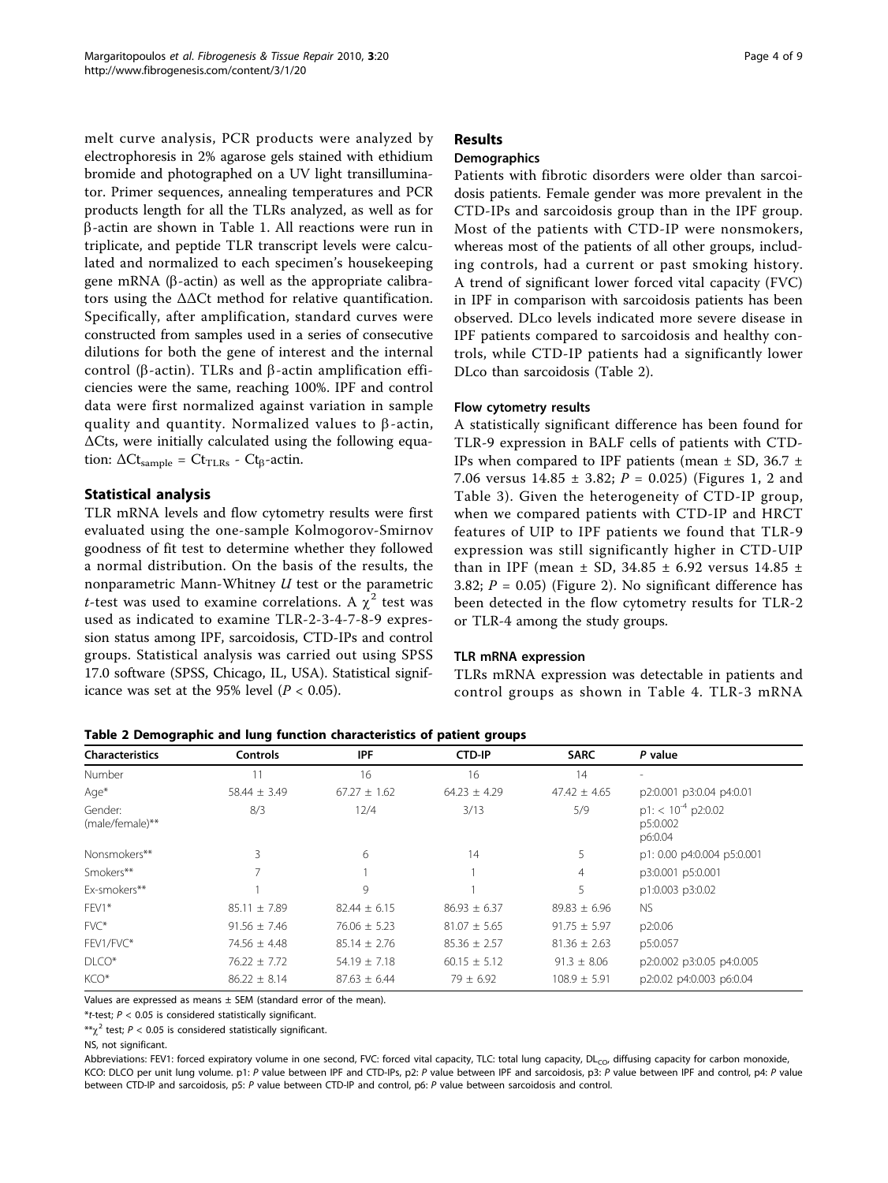melt curve analysis, PCR products were analyzed by electrophoresis in 2% agarose gels stained with ethidium bromide and photographed on a UV light transilluminator. Primer sequences, annealing temperatures and PCR products length for all the TLRs analyzed, as well as for β-actin are shown in Table 1. All reactions were run in triplicate, and peptide TLR transcript levels were calculated and normalized to each specimen's housekeeping gene mRNA (β-actin) as well as the appropriate calibrators using the ΔΔCt method for relative quantification. Specifically, after amplification, standard curves were constructed from samples used in a series of consecutive dilutions for both the gene of interest and the internal control (β-actin). TLRs and β-actin amplification efficiencies were the same, reaching 100%. IPF and control data were first normalized against variation in sample quality and quantity. Normalized values to β-actin, ΔCts, were initially calculated using the following equation: $\Delta Ct_{sample} = Ct_{TLRs} - Ct_{\beta}$-actin.

## Statistical analysis

TLR mRNA levels and flow cytometry results were first evaluated using the one-sample Kolmogorov-Smirnov goodness of fit test to determine whether they followed a normal distribution. On the basis of the results, the nonparametric Mann-Whitney *U* test or the parametric *t*-test was used to examine correlations. A $\chi^2$ test was used as indicated to examine TLR-2-3-4-7-8-9 expression status among IPF, sarcoidosis, CTD-IPs and control groups. Statistical analysis was carried out using SPSS 17.0 software (SPSS, Chicago, IL, USA). Statistical significance was set at the 95% level ($P < 0.05$).

# Results

## Demographics

Patients with fibrotic disorders were older than sarcoidosis patients. Female gender was more prevalent in the CTD-IPs and sarcoidosis group than in the IPF group. Most of the patients with CTD-IP were nonsmokers, whereas most of the patients of all other groups, including controls, had a current or past smoking history. A trend of significant lower forced vital capacity (FVC) in IPF in comparison with sarcoidosis patients has been observed. DLco levels indicated more severe disease in IPF patients compared to sarcoidosis and healthy controls, while CTD-IP patients had a significantly lower DLco than sarcoidosis (Table 2).

## Flow cytometry results

A statistically significant difference has been found for TLR-9 expression in BALF cells of patients with CTD-IPs when compared to IPF patients (mean ± SD, 36.7 ± 7.06 versus 14.85 ± 3.82; $P = 0.025$) (Figures 1, 2 and Table 3). Given the heterogeneity of CTD-IP group, when we compared patients with CTD-IP and HRCT features of UIP to IPF patients we found that TLR-9 expression was still significantly higher in CTD-UIP than in IPF (mean ± SD, 34.85 ± 6.92 versus 14.85 ± 3.82; $P = 0.05$) (Figure 2). No significant difference has been detected in the flow cytometry results for TLR-2 or TLR-4 among the study groups.

## TLR mRNA expression

TLRs mRNA expression was detectable in patients and control groups as shown in Table 4. TLR-3 mRNA

**Table 2 Demographic and lung function characteristics of patient groups**

| Characteristics | Controls | IPF | CTD-IP | SARC | *P* value |
|---|---|---|---|---|---|
| Number | 11 | 16 | 16 | 14 | - |
| Age* | 58.44 ± 3.49 | 67.27 ± 1.62 | 64.23 ± 4.29 | 47.42 ± 4.65 | p2:0.001 p3:0.04 p4:0.01 |
| Gender: (male/female)** | 8/3 | 12/4 | 3/13 | 5/9 | p1: < $10^{-4}$ p2:0.02 p5:0.002 p6:0.04 |
| Nonsmokers** | 3 | 6 | 14 | 5 | p1: 0.00 p4:0.004 p5:0.001 |
| Smokers** | 7 | 1 | 1 | 4 | p3:0.001 p5:0.001 |
| Ex-smokers** | 1 | 9 | 1 | 5 | p1:0.003 p3:0.02 |
| FEV1* | 85.11 ± 7.89 | 82.44 ± 6.15 | 86.93 ± 6.37 | 89.83 ± 6.96 | NS |
| FVC* | 91.56 ± 7.46 | 76.06 ± 5.23 | 81.07 ± 5.65 | 91.75 ± 5.97 | p2:0.06 |
| FEV1/FVC* | 74.56 ± 4.48 | 85.14 ± 2.76 | 85.36 ± 2.57 | 81.36 ± 2.63 | p5:0.057 |
| DLCO* | 76.22 ± 7.72 | 54.19 ± 7.18 | 60.15 ± 5.12 | 91.3 ± 8.06 | p2:0.002 p3:0.05 p4:0.005 |
| KCO* | 86.22 ± 8.14 | 87.63 ± 6.44 | 79 ± 6.92 | 108.9 ± 5.91 | p2:0.02 p4:0.003 p6:0.04 |

Values are expressed as means ± SEM (standard error of the mean).

**t*-test; $P < 0.05$ is considered statistically significant.

**$\chi^2$ test; $P < 0.05$ is considered statistically significant.

NS, not significant.

Abbreviations: FEV1: forced expiratory volume in one second, FVC: forced vital capacity, TLC: total lung capacity, $DL_{CO}$, diffusing capacity for carbon monoxide, KCO: DLCO per unit lung volume. p1: *P* value between IPF and CTD-IPs, p2: *P* value between IPF and sarcoidosis, p3: *P* value between IPF and control, p4: *P* value between CTD-IP and sarcoidosis, p5: *P* value between CTD-IP and control, p6: *P* value between sarcoidosis and control.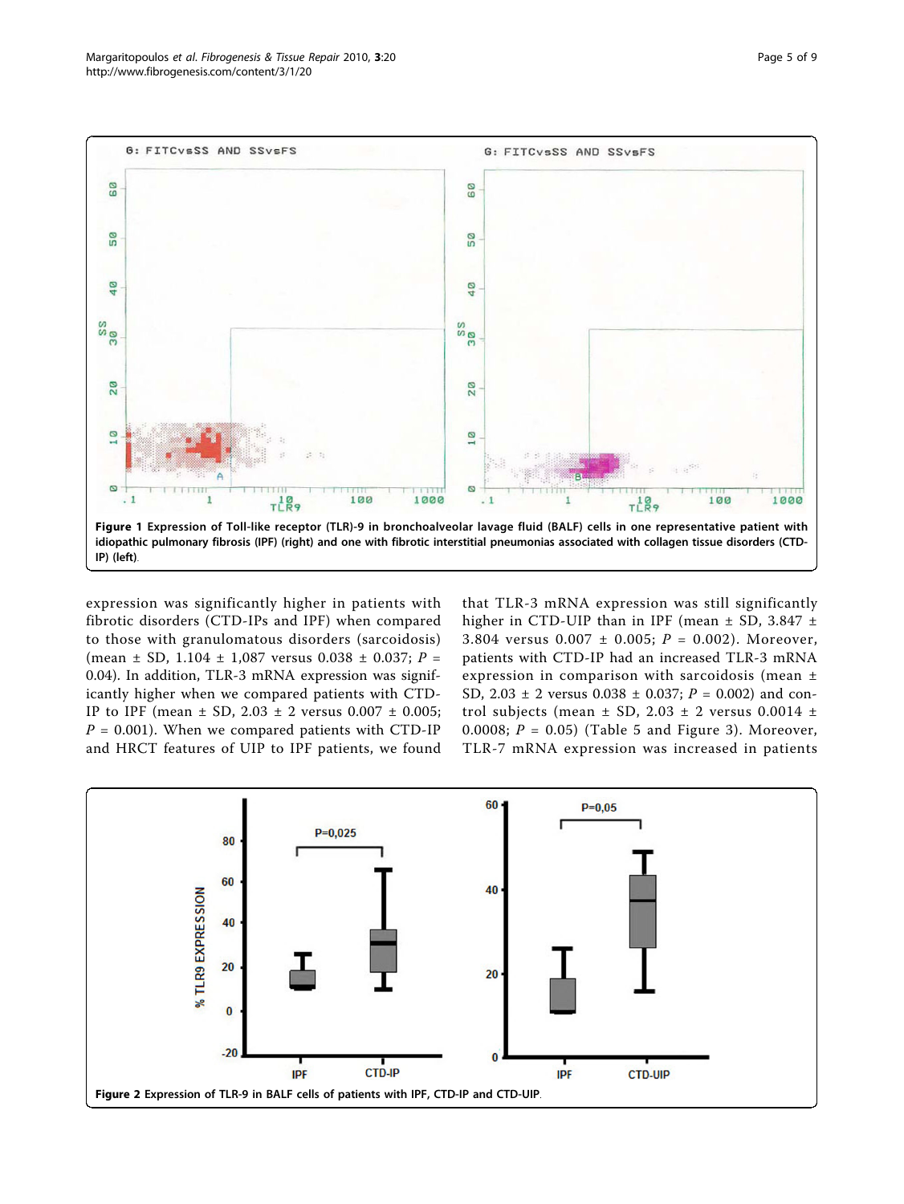Figure 1 Expression of Toll-like receptor (TLR)-9 in bronchoalveolar lavage fluid (BALF) cells in one representative patient with idiopathic pulmonary fibrosis (IPF) (right) and one with fibrotic interstitial pneumonias associated with collagen tissue disorders (CTD-IP) (left).

expression was significantly higher in patients with fibrotic disorders (CTD-IPs and IPF) when compared to those with granulomatous disorders (sarcoidosis) (mean ± SD, 1.104 ± 1,087 versus 0.038 ± 0.037; $P$ = 0.04). In addition, TLR-3 mRNA expression was significantly higher when we compared patients with CTD-IP to IPF (mean ± SD, 2.03 ± 2 versus 0.007 ± 0.005; $P$ = 0.001). When we compared patients with CTD-IP and HRCT features of UIP to IPF patients, we found that TLR-3 mRNA expression was still significantly higher in CTD-UIP than in IPF (mean ± SD, 3.847 ± 3.804 versus 0.007 ± 0.005; $P$ = 0.002). Moreover, patients with CTD-IP had an increased TLR-3 mRNA expression in comparison with sarcoidosis (mean ± SD, 2.03 ± 2 versus 0.038 ± 0.037; $P$ = 0.002) and control subjects (mean ± SD, 2.03 ± 2 versus 0.0014 ± 0.0008; $P$ = 0.05) (Table 5 and Figure 3). Moreover, TLR-7 mRNA expression was increased in patients

Figure 2 Expression of TLR-9 in BALF cells of patients with IPF, CTD-IP and CTD-UIP.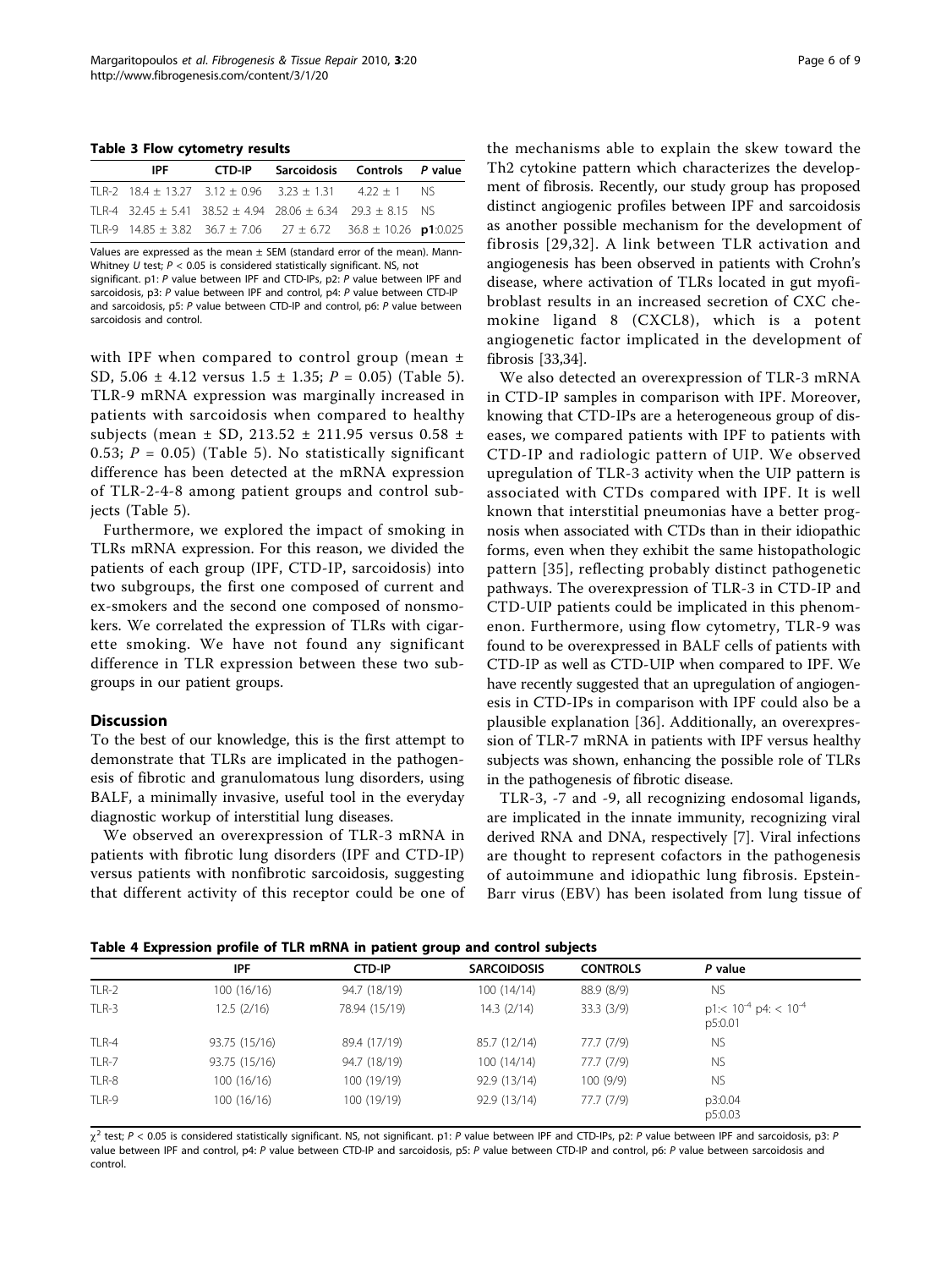**Table 3 Flow cytometry results**

| | IPF | CTD-IP | Sarcoidosis | Controls | *P* value |
|---|---|---|---|---|---|
| TLR-2 | 18.4 ± 13.27 | 3.12 ± 0.96 | 3.23 ± 1.31 | 4.22 ± 1 | NS |
| TLR-4 | 32.45 ± 5.41 | 38.52 ± 4.94 | 28.06 ± 6.34 | 29.3 ± 8.15 | NS |
| TLR-9 | 14.85 ± 3.82 | 36.7 ± 7.06 | 27 ± 6.72 | 36.8 ± 10.26 | **p1**:0.025 |

Values are expressed as the mean ± SEM (standard error of the mean). Mann-Whitney *U* test; $P < 0.05$ is considered statistically significant. NS, not significant. p1: *P* value between IPF and CTD-IPs, p2: *P* value between IPF and sarcoidosis, p3: *P* value between IPF and control, p4: *P* value between CTD-IP and sarcoidosis, p5: *P* value between CTD-IP and control, p6: *P* value between sarcoidosis and control.

with IPF when compared to control group (mean ± SD, 5.06 ± 4.12 versus 1.5 ± 1.35; $P = 0.05$) (Table 5). TLR-9 mRNA expression was marginally increased in patients with sarcoidosis when compared to healthy subjects (mean ± SD, 213.52 ± 211.95 versus 0.58 ± 0.53; $P = 0.05$) (Table 5). No statistically significant difference has been detected at the mRNA expression of TLR-2-4-8 among patient groups and control subjects (Table 5).

Furthermore, we explored the impact of smoking in TLRs mRNA expression. For this reason, we divided the patients of each group (IPF, CTD-IP, sarcoidosis) into two subgroups, the first one composed of current and ex-smokers and the second one composed of nonsmokers. We correlated the expression of TLRs with cigarette smoking. We have not found any significant difference in TLR expression between these two subgroups in our patient groups.

## Discussion

To the best of our knowledge, this is the first attempt to demonstrate that TLRs are implicated in the pathogenesis of fibrotic and granulomatous lung disorders, using BALF, a minimally invasive, useful tool in the everyday diagnostic workup of interstitial lung diseases.

We observed an overexpression of TLR-3 mRNA in patients with fibrotic lung disorders (IPF and CTD-IP) versus patients with nonfibrotic sarcoidosis, suggesting that different activity of this receptor could be one of the mechanisms able to explain the skew toward the Th2 cytokine pattern which characterizes the development of fibrosis. Recently, our study group has proposed distinct angiogenic profiles between IPF and sarcoidosis as another possible mechanism for the development of fibrosis [29,32]. A link between TLR activation and angiogenesis has been observed in patients with Crohn's disease, where activation of TLRs located in gut myofibroblast results in an increased secretion of CXC chemokine ligand 8 (CXCL8), which is a potent angiogenetic factor implicated in the development of fibrosis [33,34].

We also detected an overexpression of TLR-3 mRNA in CTD-IP samples in comparison with IPF. Moreover, knowing that CTD-IPs are a heterogeneous group of diseases, we compared patients with IPF to patients with CTD-IP and radiologic pattern of UIP. We observed upregulation of TLR-3 activity when the UIP pattern is associated with CTDs compared with IPF. It is well known that interstitial pneumonias have a better prognosis when associated with CTDs than in their idiopathic forms, even when they exhibit the same histopathologic pattern [35], reflecting probably distinct pathogenetic pathways. The overexpression of TLR-3 in CTD-IP and CTD-UIP patients could be implicated in this phenomenon. Furthermore, using flow cytometry, TLR-9 was found to be overexpressed in BALF cells of patients with CTD-IP as well as CTD-UIP when compared to IPF. We have recently suggested that an upregulation of angiogenesis in CTD-IPs in comparison with IPF could also be a plausible explanation [36]. Additionally, an overexpression of TLR-7 mRNA in patients with IPF versus healthy subjects was shown, enhancing the possible role of TLRs in the pathogenesis of fibrotic disease.

TLR-3, -7 and -9, all recognizing endosomal ligands, are implicated in the innate immunity, recognizing viral derived RNA and DNA, respectively [7]. Viral infections are thought to represent cofactors in the pathogenesis of autoimmune and idiopathic lung fibrosis. Epstein-Barr virus (EBV) has been isolated from lung tissue of

**Table 4 Expression profile of TLR mRNA in patient group and control subjects**

| | IPF | CTD-IP | SARCOIDOSIS | CONTROLS | *P* value |
|---|---|---|---|---|---|
| TLR-2 | 100 (16/16) | 94.7 (18/19) | 100 (14/14) | 88.9 (8/9) | NS |
| TLR-3 | 12.5 (2/16) | 78.94 (15/19) | 14.3 (2/14) | 33.3 (3/9) | p1:< $10^{-4}$ p4: < $10^{-4}$ p5:0.01 |
| TLR-4 | 93.75 (15/16) | 89.4 (17/19) | 85.7 (12/14) | 77.7 (7/9) | NS |
| TLR-7 | 93.75 (15/16) | 94.7 (18/19) | 100 (14/14) | 77.7 (7/9) | NS |
| TLR-8 | 100 (16/16) | 100 (19/19) | 92.9 (13/14) | 100 (9/9) | NS |
| TLR-9 | 100 (16/16) | 100 (19/19) | 92.9 (13/14) | 77.7 (7/9) | p3:0.04 p5:0.03 |

$\chi^2$ test; $P < 0.05$ is considered statistically significant. NS, not significant. p1: *P* value between IPF and CTD-IPs, p2: *P* value between IPF and sarcoidosis, p3: *P* value between IPF and control, p4: *P* value between CTD-IP and sarcoidosis, p5: *P* value between CTD-IP and control, p6: *P* value between sarcoidosis and control.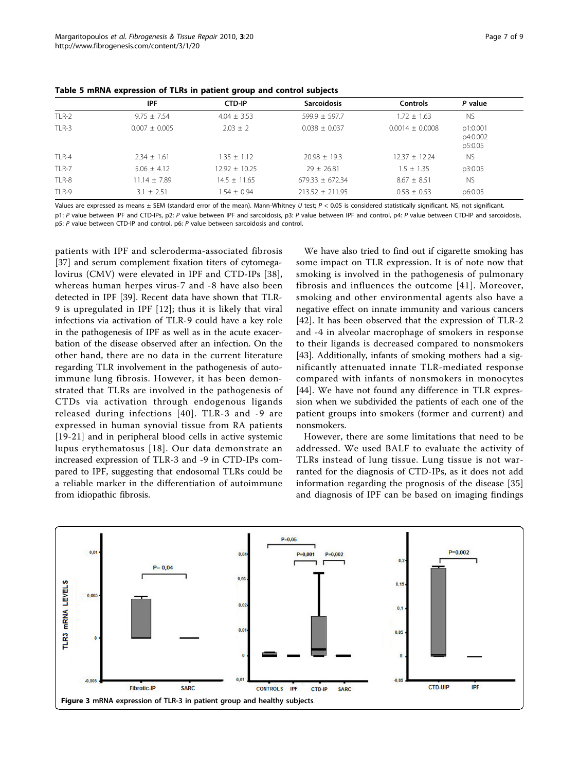**Table 5 mRNA expression of TLRs in patient group and control subjects**

| | IPF | CTD-IP | Sarcoidosis | Controls | P value |
|---|---|---|---|---|---|
| TLR-2 | 9.75 ± 7.54 | 4.04 ± 3.53 | 599.9 ± 597.7 | 1.72 ± 1.63 | NS |
| TLR-3 | 0.007 ± 0.005 | 2.03 ± 2 | 0.038 ± 0.037 | 0.0014 ± 0.0008 | p1:0.001 p4:0.002 p5:0.05 |
| TLR-4 | 2.34 ± 1.61 | 1.35 ± 1.12 | 20.98 ± 19.3 | 12.37 ± 12.24 | NS |
| TLR-7 | 5.06 ± 4.12 | 12.92 ± 10.25 | 29 ± 26.81 | 1.5 ± 1.35 | p3:0.05 |
| TLR-8 | 11.14 ± 7.89 | 14.5 ± 11.65 | 679.33 ± 672.34 | 8.67 ± 8.51 | NS |
| TLR-9 | 3.1 ± 2.51 | 1.54 ± 0.94 | 213.52 ± 211.95 | 0.58 ± 0.53 | p6:0.05 |

Values are expressed as means ± SEM (standard error of the mean). Mann-Whitney *U* test; $P < 0.05$ is considered statistically significant. NS, not significant.
p1: *P* value between IPF and CTD-IPs, p2: *P* value between IPF and sarcoidosis, p3: *P* value between IPF and control, p4: *P* value between CTD-IP and sarcoidosis, p5: *P* value between CTD-IP and control, p6: *P* value between sarcoidosis and control.

patients with IPF and scleroderma-associated fibrosis [37] and serum complement fixation titers of cytomegalovirus (CMV) were elevated in IPF and CTD-IPs [38], whereas human herpes virus-7 and -8 have also been detected in IPF [39]. Recent data have shown that TLR-9 is upregulated in IPF [12]; thus it is likely that viral infections via activation of TLR-9 could have a key role in the pathogenesis of IPF as well as in the acute exacerbation of the disease observed after an infection. On the other hand, there are no data in the current literature regarding TLR involvement in the pathogenesis of autoimmune lung fibrosis. However, it has been demonstrated that TLRs are involved in the pathogenesis of CTDs via activation through endogenous ligands released during infections [40]. TLR-3 and -9 are expressed in human synovial tissue from RA patients [19-21] and in peripheral blood cells in active systemic lupus erythematosus [18]. Our data demonstrate an increased expression of TLR-3 and -9 in CTD-IPs compared to IPF, suggesting that endosomal TLRs could be a reliable marker in the differentiation of autoimmune from idiopathic fibrosis.

We have also tried to find out if cigarette smoking has some impact on TLR expression. It is of note now that smoking is involved in the pathogenesis of pulmonary fibrosis and influences the outcome [41]. Moreover, smoking and other environmental agents also have a negative effect on innate immunity and various cancers [42]. It has been observed that the expression of TLR-2 and -4 in alveolar macrophage of smokers in response to their ligands is decreased compared to nonsmokers [43]. Additionally, infants of smoking mothers had a significantly attenuated innate TLR-mediated response compared with infants of nonsmokers in monocytes [44]. We have not found any difference in TLR expression when we subdivided the patients of each one of the patient groups into smokers (former and current) and nonsmokers.

However, there are some limitations that need to be addressed. We used BALF to evaluate the activity of TLRs instead of lung tissue. Lung tissue is not warranted for the diagnosis of CTD-IPs, as it does not add information regarding the prognosis of the disease [35] and diagnosis of IPF can be based on imaging findings

**Figure 3** mRNA expression of TLR-3 in patient group and healthy subjects.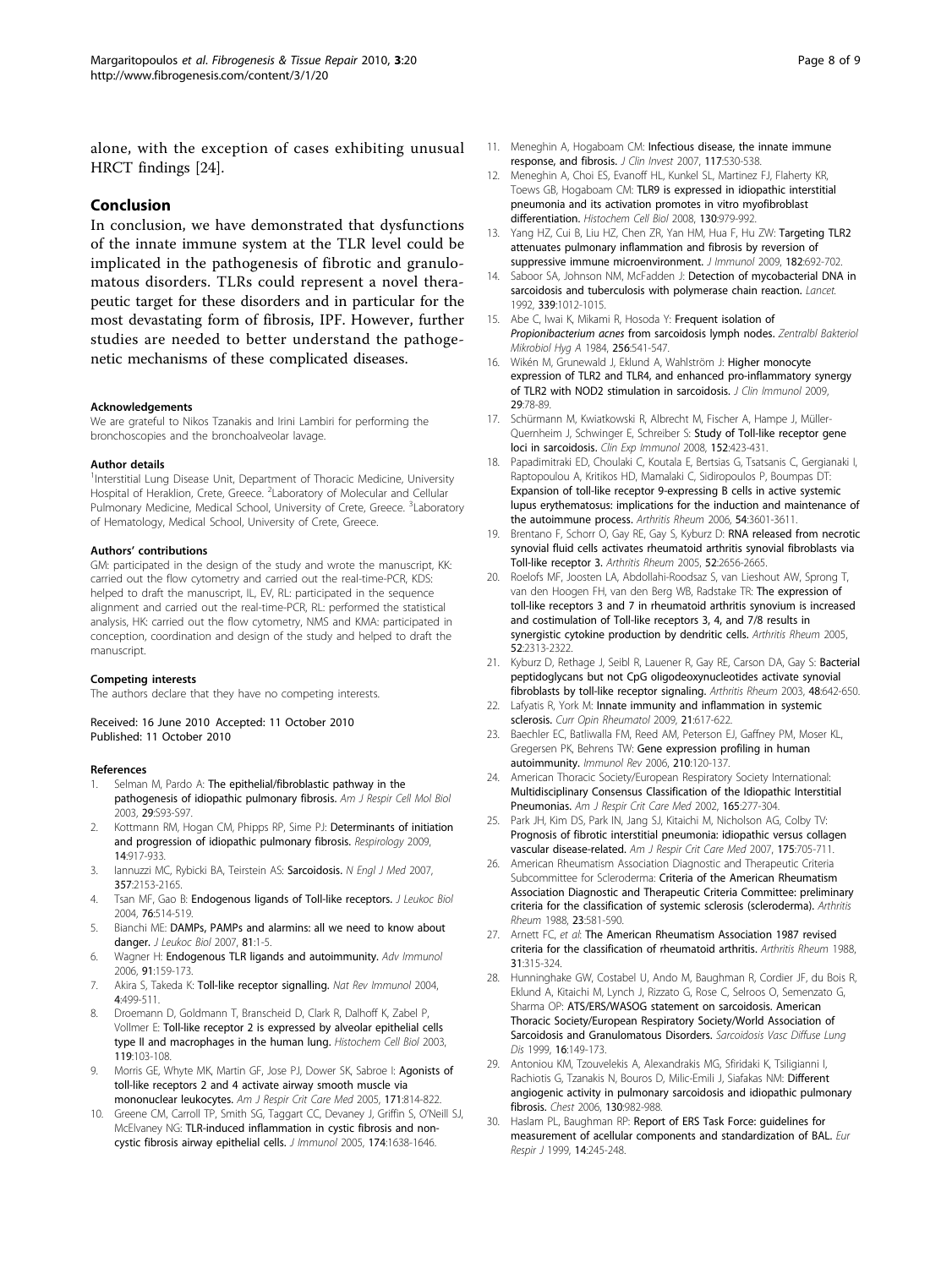alone, with the exception of cases exhibiting unusual HRCT findings [24].

## Conclusion

In conclusion, we have demonstrated that dysfunctions of the innate immune system at the TLR level could be implicated in the pathogenesis of fibrotic and granulomatous disorders. TLRs could represent a novel therapeutic target for these disorders and in particular for the most devastating form of fibrosis, IPF. However, further studies are needed to better understand the pathogenetic mechanisms of these complicated diseases.

#### Acknowledgements

We are grateful to Nikos Tzanakis and Irini Lambiri for performing the bronchoscopies and the bronchoalveolar lavage.

#### Author details

[1]Interstitial Lung Disease Unit, Department of Thoracic Medicine, University Hospital of Heraklion, Crete, Greece. [2]Laboratory of Molecular and Cellular Pulmonary Medicine, Medical School, University of Crete, Greece. [3]Laboratory of Hematology, Medical School, University of Crete, Greece.

#### Authors' contributions

GM: participated in the design of the study and wrote the manuscript, KK: carried out the flow cytometry and carried out the real-time-PCR, KDS: helped to draft the manuscript, IL, EV, RL: participated in the sequence alignment and carried out the real-time-PCR, RL: performed the statistical analysis, HK: carried out the flow cytometry, NMS and KMA: participated in conception, coordination and design of the study and helped to draft the manuscript.

#### Competing interests

The authors declare that they have no competing interests.

Received: 16 June 2010 Accepted: 11 October 2010
Published: 11 October 2010

#### References

1. Selman M, Pardo A: **The epithelial/fibroblastic pathway in the pathogenesis of idiopathic pulmonary fibrosis.** *Am J Respir Cell Mol Biol* 2003, **29**:S93-S97.
2. Kottmann RM, Hogan CM, Phipps RP, Sime PJ: **Determinants of initiation and progression of idiopathic pulmonary fibrosis.** *Respirology* 2009, **14**:917-933.
3. Iannuzzi MC, Rybicki BA, Teirstein AS: **Sarcoidosis.** *N Engl J Med* 2007, **357**:2153-2165.
4. Tsan MF, Gao B: **Endogenous ligands of Toll-like receptors.** *J Leukoc Biol* 2004, **76**:514-519.
5. Bianchi ME: **DAMPs, PAMPs and alarmins: all we need to know about danger.** *J Leukoc Biol* 2007, **81**:1-5.
6. Wagner H: **Endogenous TLR ligands and autoimmunity.** *Adv Immunol* 2006, **91**:159-173.
7. Akira S, Takeda K: **Toll-like receptor signalling.** *Nat Rev Immunol* 2004, **4**:499-511.
8. Droemann D, Goldmann T, Branscheid D, Clark R, Dalhoff K, Zabel P, Vollmer E: **Toll-like receptor 2 is expressed by alveolar epithelial cells type II and macrophages in the human lung.** *Histochem Cell Biol* 2003, **119**:103-108.
9. Morris GE, Whyte MK, Martin GF, Jose PJ, Dower SK, Sabroe I: **Agonists of toll-like receptors 2 and 4 activate airway smooth muscle via mononuclear leukocytes.** *Am J Respir Crit Care Med* 2005, **171**:814-822.
10. Greene CM, Carroll TP, Smith SG, Taggart CC, Devaney J, Griffin S, O'Neill SJ, McElvaney NG: **TLR-induced inflammation in cystic fibrosis and non-cystic fibrosis airway epithelial cells.** *J Immunol* 2005, **174**:1638-1646.
11. Meneghin A, Hogaboam CM: **Infectious disease, the innate immune response, and fibrosis.** *J Clin Invest* 2007, **117**:530-538.
12. Meneghin A, Choi ES, Evanoff HL, Kunkel SL, Martinez FJ, Flaherty KR, Toews GB, Hogaboam CM: **TLR9 is expressed in idiopathic interstitial pneumonia and its activation promotes in vitro myofibroblast differentiation.** *Histochem Cell Biol* 2008, **130**:979-992.
13. Yang HZ, Cui B, Liu HZ, Chen ZR, Yan HM, Hua F, Hu ZW: **Targeting TLR2 attenuates pulmonary inflammation and fibrosis by reversion of suppressive immune microenvironment.** *J Immunol* 2009, **182**:692-702.
14. Saboor SA, Johnson NM, McFadden J: **Detection of mycobacterial DNA in sarcoidosis and tuberculosis with polymerase chain reaction.** *Lancet.* 1992, **339**:1012-1015.
15. Abe C, Iwai K, Mikami R, Hosoda Y: **Frequent isolation of *Propionibacterium acnes* from sarcoidosis lymph nodes.** *Zentralbl Bakteriol Mikrobiol Hyg A* 1984, **256**:541-547.
16. Wikén M, Grunewald J, Eklund A, Wahlström J: **Higher monocyte expression of TLR2 and TLR4, and enhanced pro-inflammatory synergy of TLR2 with NOD2 stimulation in sarcoidosis.** *J Clin Immunol* 2009, **29**:78-89.
17. Schürmann M, Kwiatkowski R, Albrecht M, Fischer A, Hampe J, Müller-Quernheim J, Schwinger E, Schreiber S: **Study of Toll-like receptor gene loci in sarcoidosis.** *Clin Exp Immunol* 2008, **152**:423-431.
18. Papadimitraki ED, Choulaki C, Koutala E, Bertsias G, Tsatsanis C, Gergianaki I, Raptopoulou A, Kritikos HD, Mamalaki C, Sidiropoulos P, Boumpas DT: **Expansion of toll-like receptor 9-expressing B cells in active systemic lupus erythematosus: implications for the induction and maintenance of the autoimmune process.** *Arthritis Rheum* 2006, **54**:3601-3611.
19. Brentano F, Schorr O, Gay RE, Gay S, Kyburz D: **RNA released from necrotic synovial fluid cells activates rheumatoid arthritis synovial fibroblasts via Toll-like receptor 3.** *Arthritis Rheum* 2005, **52**:2656-2665.
20. Roelofs MF, Joosten LA, Abdollahi-Roodsaz S, van Lieshout AW, Sprong T, van den Hoogen FH, van den Berg WB, Radstake TR: **The expression of toll-like receptors 3 and 7 in rheumatoid arthritis synovium is increased and costimulation of Toll-like receptors 3, 4, and 7/8 results in synergistic cytokine production by dendritic cells.** *Arthritis Rheum* 2005, **52**:2313-2322.
21. Kyburz D, Rethage J, Seibl R, Lauener R, Gay RE, Carson DA, Gay S: **Bacterial peptidoglycans but not CpG oligodeoxynucleotides activate synovial fibroblasts by toll-like receptor signaling.** *Arthritis Rheum* 2003, **48**:642-650.
22. Lafyatis R, York M: **Innate immunity and inflammation in systemic sclerosis.** *Curr Opin Rheumatol* 2009, **21**:617-622.
23. Baechler EC, Batliwalla FM, Reed AM, Peterson EJ, Gaffney PM, Moser KL, Gregersen PK, Behrens TW: **Gene expression profiling in human autoimmunity.** *Immunol Rev* 2006, **210**:120-137.
24. American Thoracic Society/European Respiratory Society International: **Multidisciplinary Consensus Classification of the Idiopathic Interstitial Pneumonias.** *Am J Respir Crit Care Med* 2002, **165**:277-304.
25. Park JH, Kim DS, Park IN, Jang SJ, Kitaichi M, Nicholson AG, Colby TV: **Prognosis of fibrotic interstitial pneumonia: idiopathic versus collagen vascular disease-related.** *Am J Respir Crit Care Med* 2007, **175**:705-711.
26. American Rheumatism Association Diagnostic and Therapeutic Criteria Subcommittee for Scleroderma: **Criteria of the American Rheumatism Association Diagnostic and Therapeutic Criteria Committee: preliminary criteria for the classification of systemic sclerosis (scleroderma).** *Arthritis Rheum* 1988, **23**:581-590.
27. Arnett FC, *et al*: **The American Rheumatism Association 1987 revised criteria for the classification of rheumatoid arthritis.** *Arthritis Rheum* 1988, **31**:315-324.
28. Hunninghake GW, Costabel U, Ando M, Baughman R, Cordier JF, du Bois R, Eklund A, Kitaichi M, Lynch J, Rizzato G, Rose C, Selroos O, Semenzato G, Sharma OP: **ATS/ERS/WASOG statement on sarcoidosis. American Thoracic Society/European Respiratory Society/World Association of Sarcoidosis and Granulomatous Disorders.** *Sarcoidosis Vasc Diffuse Lung Dis* 1999, **16**:149-173.
29. Antoniou KM, Tzouvelekis A, Alexandrakis MG, Sfiridaki K, Tsiligianni I, Rachiotis G, Tzanakis N, Bouros D, Milic-Emili J, Siafakas NM: **Different angiogenic activity in pulmonary sarcoidosis and idiopathic pulmonary fibrosis.** *Chest* 2006, **130**:982-988.
30. Haslam PL, Baughman RP: **Report of ERS Task Force: guidelines for measurement of acellular components and standardization of BAL.** *Eur Respir J* 1999, **14**:245-248.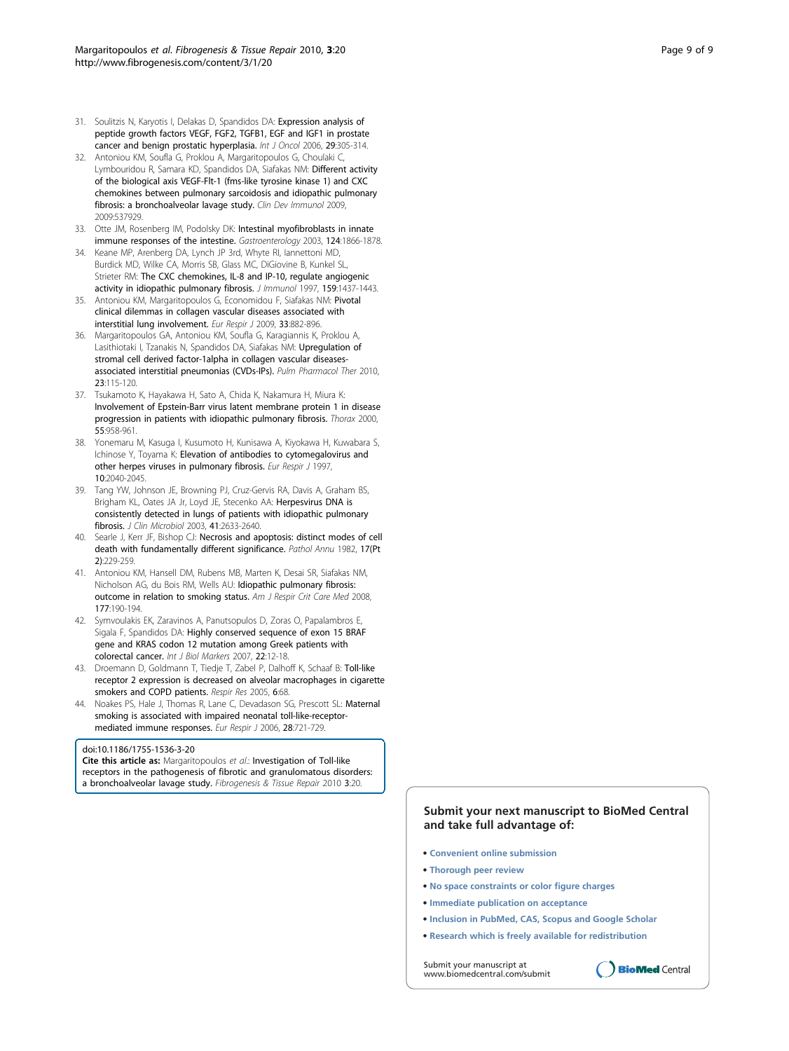31. Soulitzis N, Karyotis I, Delakas D, Spandidos DA: **Expression analysis of peptide growth factors VEGF, FGF2, TGFB1, EGF and IGF1 in prostate cancer and benign prostatic hyperplasia.** *Int J Oncol* 2006, **29**:305-314.
32. Antoniou KM, Soufla G, Proklou A, Margaritopoulos G, Choulaki C, Lymbouridou R, Samara KD, Spandidos DA, Siafakas NM: **Different activity of the biological axis VEGF-Flt-1 (fms-like tyrosine kinase 1) and CXC chemokines between pulmonary sarcoidosis and idiopathic pulmonary fibrosis: a bronchoalveolar lavage study.** *Clin Dev Immunol* 2009, 2009:537929.
33. Otte JM, Rosenberg IM, Podolsky DK: **Intestinal myofibroblasts in innate immune responses of the intestine.** *Gastroenterology* 2003, **124**:1866-1878.
34. Keane MP, Arenberg DA, Lynch JP 3rd, Whyte RI, Iannettoni MD, Burdick MD, Wilke CA, Morris SB, Glass MC, DiGiovine B, Kunkel SL, Strieter RM: **The CXC chemokines, IL-8 and IP-10, regulate angiogenic activity in idiopathic pulmonary fibrosis.** *J Immunol* 1997, **159**:1437-1443.
35. Antoniou KM, Margaritopoulos G, Economidou F, Siafakas NM: **Pivotal clinical dilemmas in collagen vascular diseases associated with interstitial lung involvement.** *Eur Respir J* 2009, **33**:882-896.
36. Margaritopoulos GA, Antoniou KM, Soufla G, Karagiannis K, Proklou A, Lasithiotaki I, Tzanakis N, Spandidos DA, Siafakas NM: **Upregulation of stromal cell derived factor-1alpha in collagen vascular diseases-associated interstitial pneumonias (CVDs-IPs).** *Pulm Pharmacol Ther* 2010, **23**:115-120.
37. Tsukamoto K, Hayakawa H, Sato A, Chida K, Nakamura H, Miura K: **Involvement of Epstein-Barr virus latent membrane protein 1 in disease progression in patients with idiopathic pulmonary fibrosis.** *Thorax* 2000, **55**:958-961.
38. Yonemaru M, Kasuga I, Kusumoto H, Kunisawa A, Kiyokawa H, Kuwabara S, Ichinose Y, Toyama K: **Elevation of antibodies to cytomegalovirus and other herpes viruses in pulmonary fibrosis.** *Eur Respir J* 1997, **10**:2040-2045.
39. Tang YW, Johnson JE, Browning PJ, Cruz-Gervis RA, Davis A, Graham BS, Brigham KL, Oates JA Jr, Loyd JE, Stecenko AA: **Herpesvirus DNA is consistently detected in lungs of patients with idiopathic pulmonary fibrosis.** *J Clin Microbiol* 2003, **41**:2633-2640.
40. Searle J, Kerr JF, Bishop CJ: **Necrosis and apoptosis: distinct modes of cell death with fundamentally different significance.** *Pathol Annu* 1982, **17(Pt 2)**:229-259.
41. Antoniou KM, Hansell DM, Rubens MB, Marten K, Desai SR, Siafakas NM, Nicholson AG, du Bois RM, Wells AU: **Idiopathic pulmonary fibrosis: outcome in relation to smoking status.** *Am J Respir Crit Care Med* 2008, **177**:190-194.
42. Symvoulakis EK, Zaravinos A, Panutsopulos D, Zoras O, Papalambros E, Sigala F, Spandidos DA: **Highly conserved sequence of exon 15 BRAF gene and KRAS codon 12 mutation among Greek patients with colorectal cancer.** *Int J Biol Markers* 2007, **22**:12-18.
43. Droemann D, Goldmann T, Tiedje T, Zabel P, Dalhoff K, Schaaf B: **Toll-like receptor 2 expression is decreased on alveolar macrophages in cigarette smokers and COPD patients.** *Respir Res* 2005, **6**:68.
44. Noakes PS, Hale J, Thomas R, Lane C, Devadason SG, Prescott SL: **Maternal smoking is associated with impaired neonatal toll-like-receptor-mediated immune responses.** *Eur Respir J* 2006, **28**:721-729.

doi:10.1186/1755-1536-3-20

**Cite this article as:** Margaritopoulos *et al.*: **Investigation of Toll-like receptors in the pathogenesis of fibrotic and granulomatous disorders: a bronchoalveolar lavage study.** *Fibrogenesis & Tissue Repair* 2010 **3**:20.

**Submit your next manuscript to BioMed Central and take full advantage of:**

- **Convenient online submission**
- **Thorough peer review**
- **No space constraints or color figure charges**
- **Immediate publication on acceptance**
- **Inclusion in PubMed, CAS, Scopus and Google Scholar**
- **Research which is freely available for redistribution**

Submit your manuscript at
www.biomedcentral.com/submit

BioMed Central